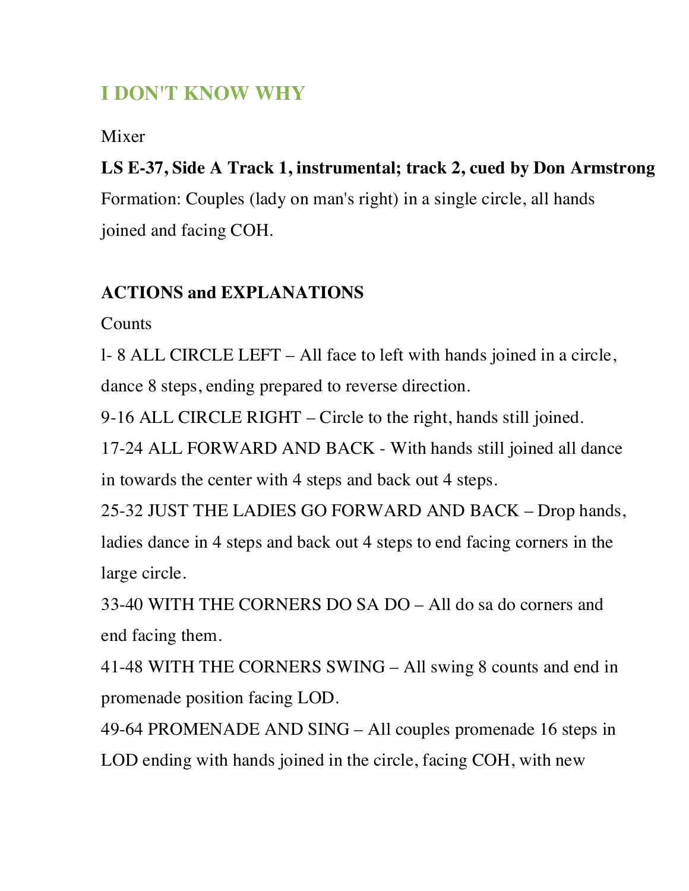# I DON'T KNOW WHY

Mixer

**LS E-37, Side A Track 1, instrumental; track 2, cued by Don Armstrong**

Formation: Couples (lady on man's right) in a single circle, all hands joined and facing COH.

**ACTIONS and EXPLANATIONS**

Counts

l- 8 ALL CIRCLE LEFT – All face to left with hands joined in a circle, dance 8 steps, ending prepared to reverse direction.

9-16 ALL CIRCLE RIGHT – Circle to the right, hands still joined.

17-24 ALL FORWARD AND BACK - With hands still joined all dance in towards the center with 4 steps and back out 4 steps.

25-32 JUST THE LADIES GO FORWARD AND BACK – Drop hands, ladies dance in 4 steps and back out 4 steps to end facing corners in the large circle.

33-40 WITH THE CORNERS DO SA DO – All do sa do corners and end facing them.

41-48 WITH THE CORNERS SWING – All swing 8 counts and end in promenade position facing LOD.

49-64 PROMENADE AND SING – All couples promenade 16 steps in LOD ending with hands joined in the circle, facing COH, with new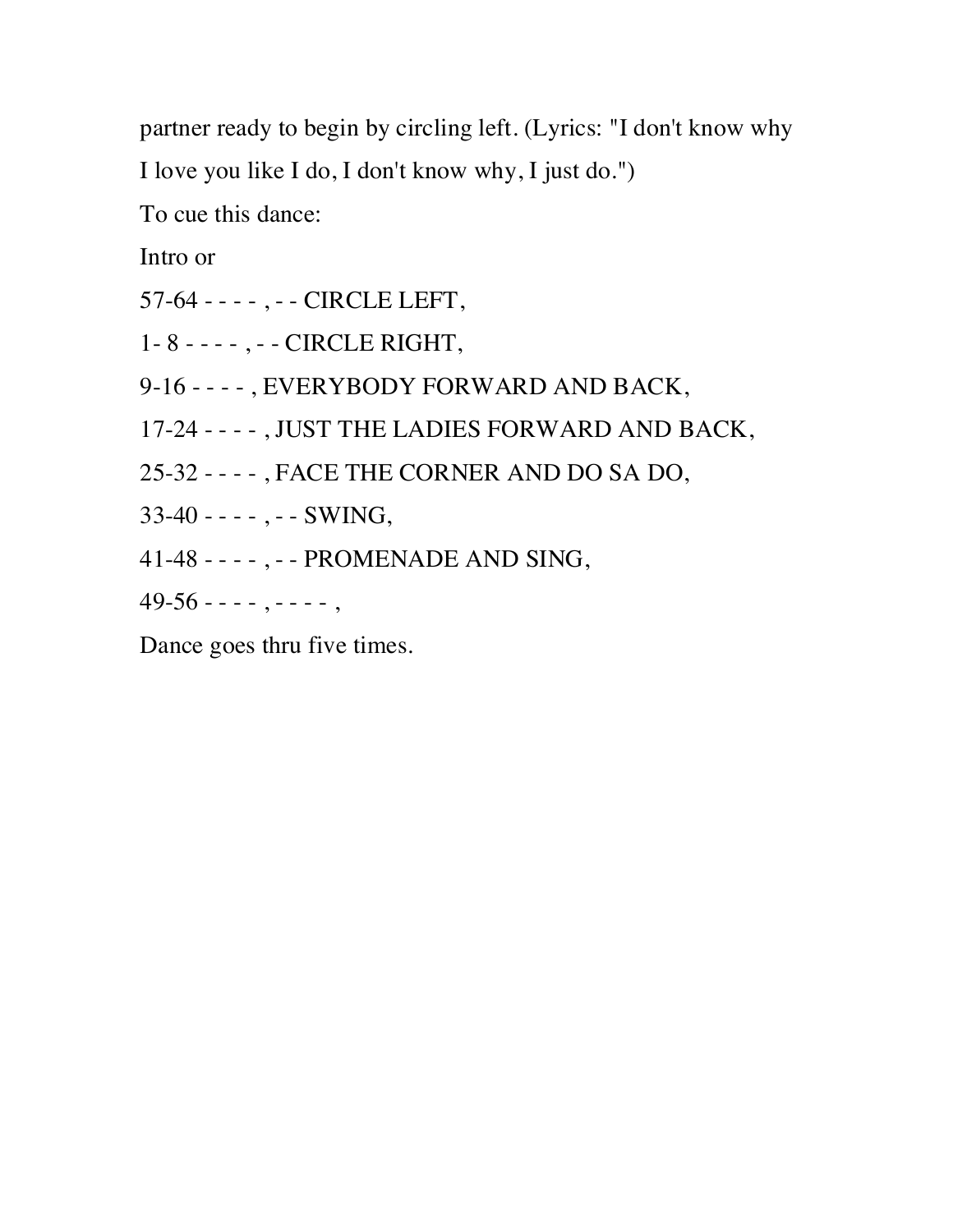partner ready to begin by circling left. (Lyrics: "I don't know why I love you like I do, I don't know why, I just do.")

To cue this dance:

Intro or

57-64 - - - - , - - CIRCLE LEFT,

1- 8 - - - - , - - CIRCLE RIGHT,

9-16 - - - - , EVERYBODY FORWARD AND BACK,

17-24 - - - - , JUST THE LADIES FORWARD AND BACK,

25-32 - - - - , FACE THE CORNER AND DO SA DO,

33-40 - - - - , - - SWING,

41-48 - - - - , - - PROMENADE AND SING,

49-56 - - - - , - - - - ,

Dance goes thru five times.